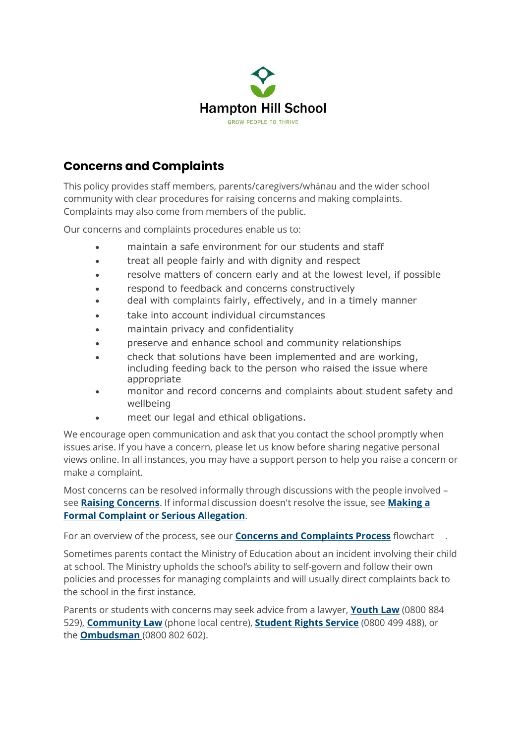Hampton Hill School

GROW PEOPLE TO THRIVE

## Concerns and Complaints

This policy provides staff members, parents/caregivers/whānau and the wider school community with clear procedures for raising concerns and making complaints. Complaints may also come from members of the public.

Our concerns and complaints procedures enable us to:

- maintain a safe environment for our students and staff
- treat all people fairly and with dignity and respect
- resolve matters of concern early and at the lowest level, if possible
- respond to feedback and concerns constructively
- deal with complaints fairly, effectively, and in a timely manner
- take into account individual circumstances
- maintain privacy and confidentiality
- preserve and enhance school and community relationships
- check that solutions have been implemented and are working, including feeding back to the person who raised the issue where appropriate
- monitor and record concerns and complaints about student safety and wellbeing
- meet our legal and ethical obligations.

We encourage open communication and ask that you contact the school promptly when issues arise. If you have a concern, please let us know before sharing negative personal views online. In all instances, you may have a support person to help you raise a concern or make a complaint.

Most concerns can be resolved informally through discussions with the people involved – see **Raising Concerns**. If informal discussion doesn't resolve the issue, see **Making a Formal Complaint or Serious Allegation**.

For an overview of the process, see our **Concerns and Complaints Process** flowchart.

Sometimes parents contact the Ministry of Education about an incident involving their child at school. The Ministry upholds the school's ability to self-govern and follow their own policies and processes for managing complaints and will usually direct complaints back to the school in the first instance.

Parents or students with concerns may seek advice from a lawyer, **Youth Law** (0800 884 529), **Community Law** (phone local centre), **Student Rights Service** (0800 499 488), or the **Ombudsman** (0800 802 602).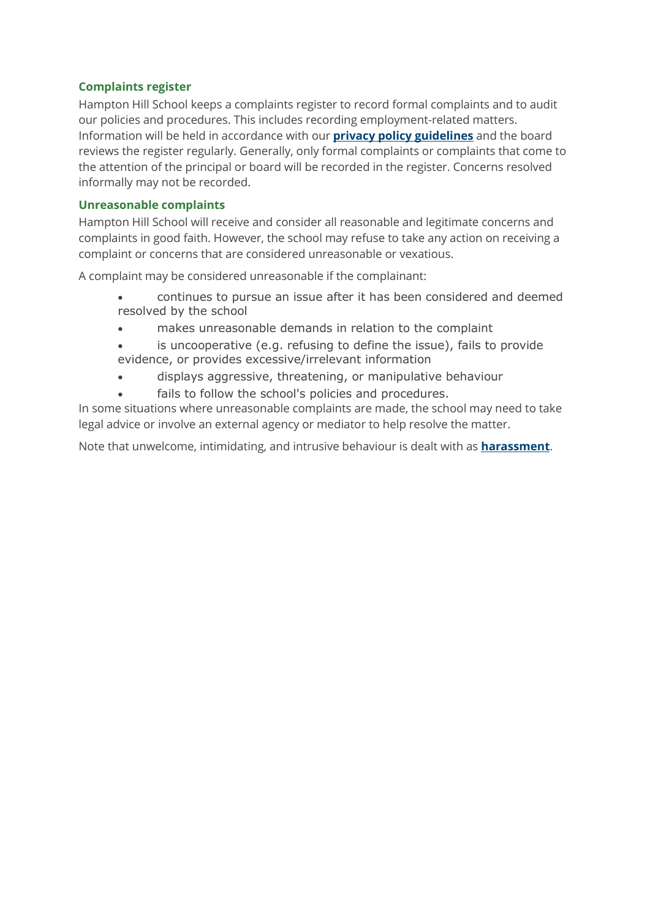### Complaints register

Hampton Hill School keeps a complaints register to record formal complaints and to audit our policies and procedures. This includes recording employment-related matters. Information will be held in accordance with our **privacy policy guidelines** and the board reviews the register regularly. Generally, only formal complaints or complaints that come to the attention of the principal or board will be recorded in the register. Concerns resolved informally may not be recorded.

### Unreasonable complaints

Hampton Hill School will receive and consider all reasonable and legitimate concerns and complaints in good faith. However, the school may refuse to take any action on receiving a complaint or concerns that are considered unreasonable or vexatious.

A complaint may be considered unreasonable if the complainant:

- continues to pursue an issue after it has been considered and deemed resolved by the school
- makes unreasonable demands in relation to the complaint
- is uncooperative (e.g. refusing to define the issue), fails to provide evidence, or provides excessive/irrelevant information
- displays aggressive, threatening, or manipulative behaviour
- fails to follow the school's policies and procedures.

In some situations where unreasonable complaints are made, the school may need to take legal advice or involve an external agency or mediator to help resolve the matter.

Note that unwelcome, intimidating, and intrusive behaviour is dealt with as **harassment**.